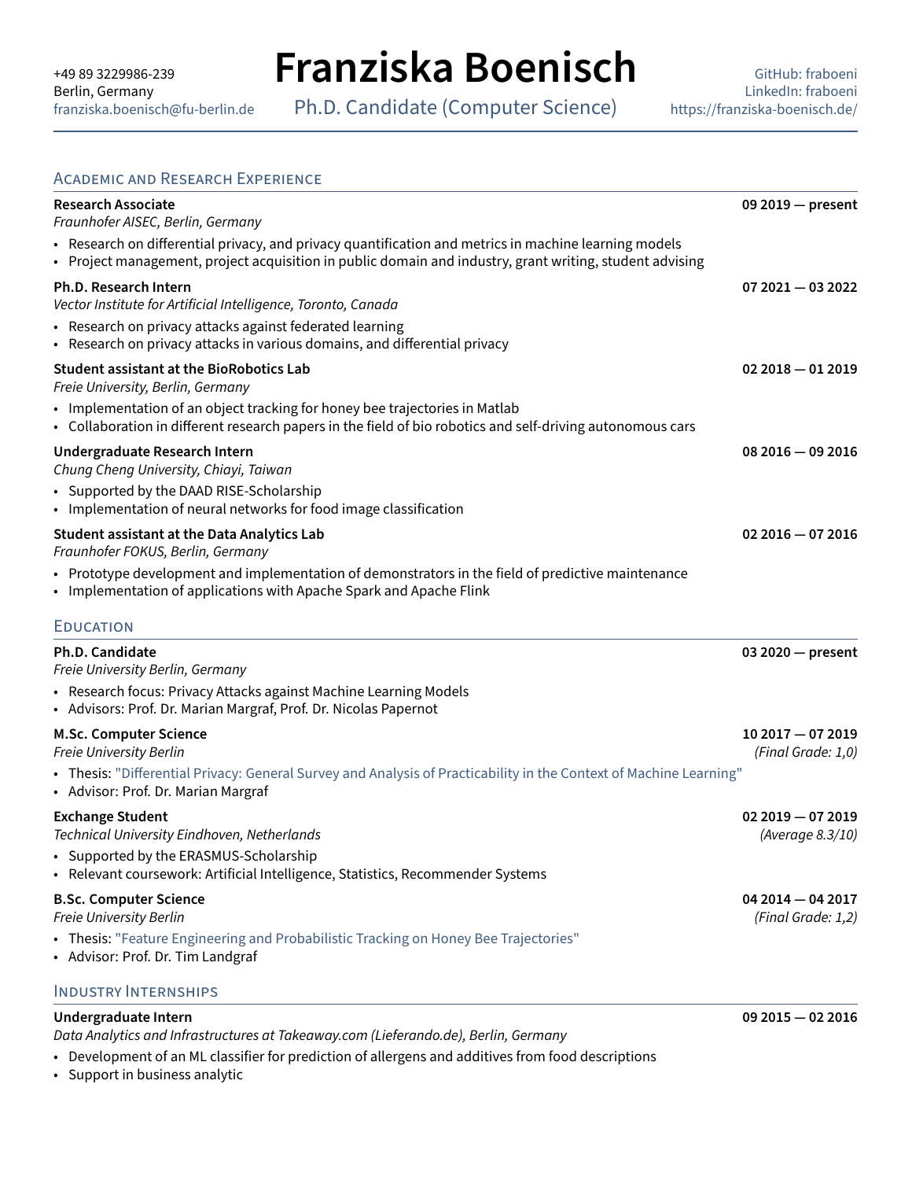# Franziska Boenisch

Ph.D. Candidate (Computer Science)

+49 89 3229986-239
Berlin, Germany
franziska.boenisch@fu-berlin.de

GitHub: fraboeni
LinkedIn: fraboeni
https://franziska-boenisch.de/

## Academic and Research Experience

**Research Associate** — **09 2019 — present**
*Fraunhofer AISEC, Berlin, Germany*

- Research on differential privacy, and privacy quantification and metrics in machine learning models
- Project management, project acquisition in public domain and industry, grant writing, student advising

**Ph.D. Research Intern** — **07 2021 — 03 2022**
*Vector Institute for Artificial Intelligence, Toronto, Canada*

- Research on privacy attacks against federated learning
- Research on privacy attacks in various domains, and differential privacy

**Student assistant at the BioRobotics Lab** — **02 2018 — 01 2019**
*Freie University, Berlin, Germany*

- Implementation of an object tracking for honey bee trajectories in Matlab
- Collaboration in different research papers in the field of bio robotics and self-driving autonomous cars

**Undergraduate Research Intern** — **08 2016 — 09 2016**
*Chung Cheng University, Chiayi, Taiwan*

- Supported by the DAAD RISE-Scholarship
- Implementation of neural networks for food image classification

**Student assistant at the Data Analytics Lab** — **02 2016 — 07 2016**
*Fraunhofer FOKUS, Berlin, Germany*

- Prototype development and implementation of demonstrators in the field of predictive maintenance
- Implementation of applications with Apache Spark and Apache Flink

## Education

**Ph.D. Candidate** — **03 2020 — present**
*Freie University Berlin, Germany*

- Research focus: Privacy Attacks against Machine Learning Models
- Advisors: Prof. Dr. Marian Margraf, Prof. Dr. Nicolas Papernot

**M.Sc. Computer Science** — **10 2017 — 07 2019**
*Freie University Berlin* — *(Final Grade: 1,0)*

- Thesis: "Differential Privacy: General Survey and Analysis of Practicability in the Context of Machine Learning"
- Advisor: Prof. Dr. Marian Margraf

**Exchange Student** — **02 2019 — 07 2019**
*Technical University Eindhoven, Netherlands* — *(Average 8.3/10)*

- Supported by the ERASMUS-Scholarship
- Relevant coursework: Artificial Intelligence, Statistics, Recommender Systems

**B.Sc. Computer Science** — **04 2014 — 04 2017**
*Freie University Berlin* — *(Final Grade: 1,2)*

- Thesis: "Feature Engineering and Probabilistic Tracking on Honey Bee Trajectories"
- Advisor: Prof. Dr. Tim Landgraf

## Industry Internships

**Undergraduate Intern** — **09 2015 — 02 2016**
*Data Analytics and Infrastructures at Takeaway.com (Lieferando.de), Berlin, Germany*

- Development of an ML classifier for prediction of allergens and additives from food descriptions
- Support in business analytic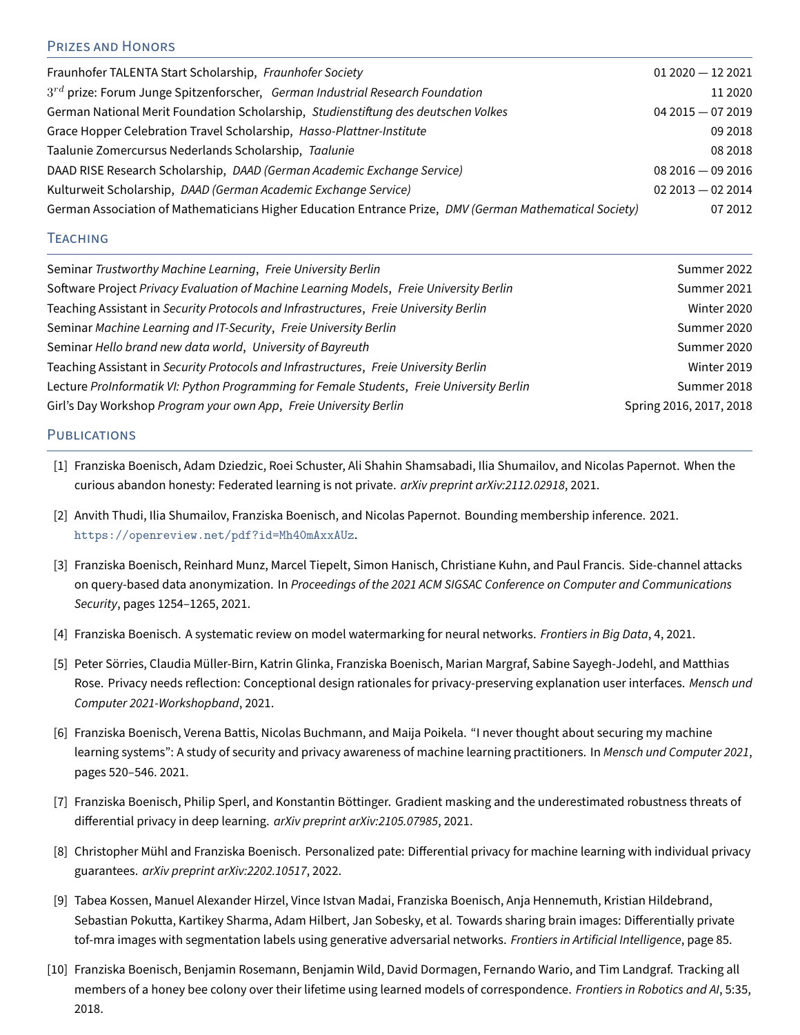## Prizes and Honors

Fraunhofer TALENTA Start Scholarship, *Fraunhofer Society* — 01 2020 — 12 2021

$3^{rd}$ prize: Forum Junge Spitzenforscher, *German Industrial Research Foundation* — 11 2020

German National Merit Foundation Scholarship, *Studienstiftung des deutschen Volkes* — 04 2015 — 07 2019

Grace Hopper Celebration Travel Scholarship, *Hasso-Plattner-Institute* — 09 2018

Taalunie Zomercursus Nederlands Scholarship, *Taalunie* — 08 2018

DAAD RISE Research Scholarship, *DAAD (German Academic Exchange Service)* — 08 2016 — 09 2016

Kulturweit Scholarship, *DAAD (German Academic Exchange Service)* — 02 2013 — 02 2014

German Association of Mathematicians Higher Education Entrance Prize, *DMV (German Mathematical Society)* — 07 2012

## Teaching

Seminar *Trustworthy Machine Learning*, *Freie University Berlin* — Summer 2022

Software Project *Privacy Evaluation of Machine Learning Models*, *Freie University Berlin* — Summer 2021

Teaching Assistant in *Security Protocols and Infrastructures*, *Freie University Berlin* — Winter 2020

Seminar *Machine Learning and IT-Security*, *Freie University Berlin* — Summer 2020

Seminar *Hello brand new data world*, *University of Bayreuth* — Summer 2020

Teaching Assistant in *Security Protocols and Infrastructures*, *Freie University Berlin* — Winter 2019

Lecture *ProInformatik VI: Python Programming for Female Students*, *Freie University Berlin* — Summer 2018

Girl's Day Workshop *Program your own App*, *Freie University Berlin* — Spring 2016, 2017, 2018

## Publications

[1] Franziska Boenisch, Adam Dziedzic, Roei Schuster, Ali Shahin Shamsabadi, Ilia Shumailov, and Nicolas Papernot. When the curious abandon honesty: Federated learning is not private. *arXiv preprint arXiv:2112.02918*, 2021.

[2] Anvith Thudi, Ilia Shumailov, Franziska Boenisch, and Nicolas Papernot. Bounding membership inference. 2021. `https://openreview.net/pdf?id=Mh40mAxxAUz`.

[3] Franziska Boenisch, Reinhard Munz, Marcel Tiepelt, Simon Hanisch, Christiane Kuhn, and Paul Francis. Side-channel attacks on query-based data anonymization. In *Proceedings of the 2021 ACM SIGSAC Conference on Computer and Communications Security*, pages 1254–1265, 2021.

[4] Franziska Boenisch. A systematic review on model watermarking for neural networks. *Frontiers in Big Data*, 4, 2021.

[5] Peter Sörries, Claudia Müller-Birn, Katrin Glinka, Franziska Boenisch, Marian Margraf, Sabine Sayegh-Jodehl, and Matthias Rose. Privacy needs reflection: Conceptional design rationales for privacy-preserving explanation user interfaces. *Mensch und Computer 2021-Workshopband*, 2021.

[6] Franziska Boenisch, Verena Battis, Nicolas Buchmann, and Maija Poikela. "I never thought about securing my machine learning systems": A study of security and privacy awareness of machine learning practitioners. In *Mensch und Computer 2021*, pages 520–546. 2021.

[7] Franziska Boenisch, Philip Sperl, and Konstantin Böttinger. Gradient masking and the underestimated robustness threats of differential privacy in deep learning. *arXiv preprint arXiv:2105.07985*, 2021.

[8] Christopher Mühl and Franziska Boenisch. Personalized pate: Differential privacy for machine learning with individual privacy guarantees. *arXiv preprint arXiv:2202.10517*, 2022.

[9] Tabea Kossen, Manuel Alexander Hirzel, Vince Istvan Madai, Franziska Boenisch, Anja Hennemuth, Kristian Hildebrand, Sebastian Pokutta, Kartikey Sharma, Adam Hilbert, Jan Sobesky, et al. Towards sharing brain images: Differentially private tof-mra images with segmentation labels using generative adversarial networks. *Frontiers in Artificial Intelligence*, page 85.

[10] Franziska Boenisch, Benjamin Rosemann, Benjamin Wild, David Dormagen, Fernando Wario, and Tim Landgraf. Tracking all members of a honey bee colony over their lifetime using learned models of correspondence. *Frontiers in Robotics and AI*, 5:35, 2018.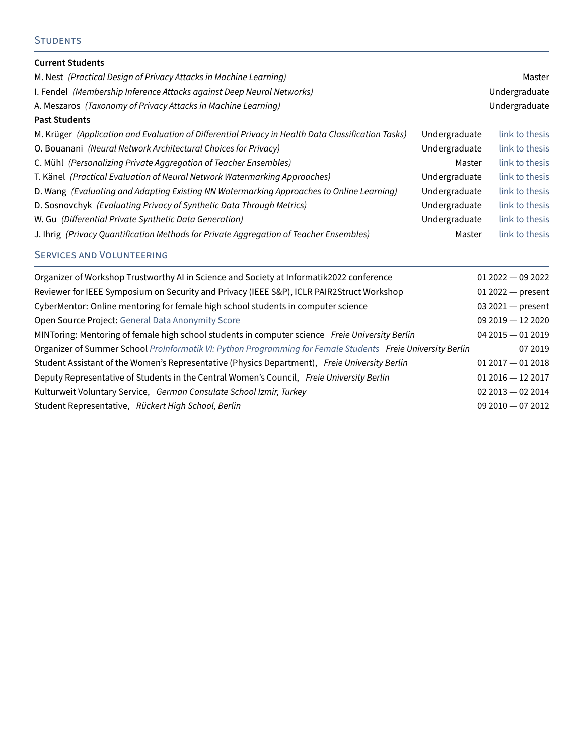## Students

**Current Students**

| | |
|---|---|
| M. Nest *(Practical Design of Privacy Attacks in Machine Learning)* | Master |
| I. Fendel *(Membership Inference Attacks against Deep Neural Networks)* | Undergraduate |
| A. Meszaros *(Taxonomy of Privacy Attacks in Machine Learning)* | Undergraduate |

**Past Students**

| | | |
|---|---|---|
| M. Krüger *(Application and Evaluation of Differential Privacy in Health Data Classification Tasks)* | Undergraduate | link to thesis |
| O. Bouanani *(Neural Network Architectural Choices for Privacy)* | Undergraduate | link to thesis |
| C. Mühl *(Personalizing Private Aggregation of Teacher Ensembles)* | Master | link to thesis |
| T. Känel *(Practical Evaluation of Neural Network Watermarking Approaches)* | Undergraduate | link to thesis |
| D. Wang *(Evaluating and Adapting Existing NN Watermarking Approaches to Online Learning)* | Undergraduate | link to thesis |
| D. Sosnovchyk *(Evaluating Privacy of Synthetic Data Through Metrics)* | Undergraduate | link to thesis |
| W. Gu *(Differential Private Synthetic Data Generation)* | Undergraduate | link to thesis |
| J. Ihrig *(Privacy Quantification Methods for Private Aggregation of Teacher Ensembles)* | Master | link to thesis |

## Services and Volunteering

| | |
|---|---|
| Organizer of Workshop Trustworthy AI in Science and Society at Informatik2022 conference | 01 2022 — 09 2022 |
| Reviewer for IEEE Symposium on Security and Privacy (IEEE S&P), ICLR PAIR2Struct Workshop | 01 2022 — present |
| CyberMentor: Online mentoring for female high school students in computer science | 03 2021 — present |
| Open Source Project: General Data Anonymity Score | 09 2019 — 12 2020 |
| MINToring: Mentoring of female high school students in computer science *Freie University Berlin* | 04 2015 — 01 2019 |
| Organizer of Summer School *ProInformatik VI: Python Programming for Female Students* *Freie University Berlin* | 07 2019 |
| Student Assistant of the Women's Representative (Physics Department), *Freie University Berlin* | 01 2017 — 01 2018 |
| Deputy Representative of Students in the Central Women's Council, *Freie University Berlin* | 01 2016 — 12 2017 |
| Kulturweit Voluntary Service, *German Consulate School Izmir, Turkey* | 02 2013 — 02 2014 |
| Student Representative, *Rückert High School, Berlin* | 09 2010 — 07 2012 |